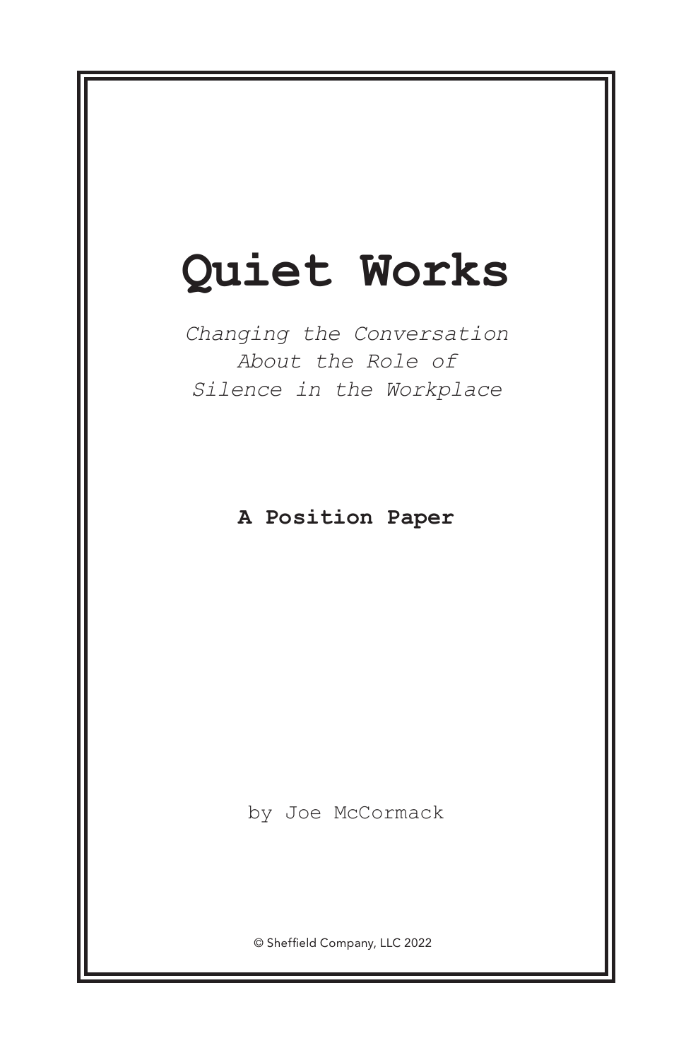# Quiet Works

*Changing the Conversation About the Role of Silence in the Workplace*

**A Position Paper**

by Joe McCormack

© Sheffield Company, LLC 2022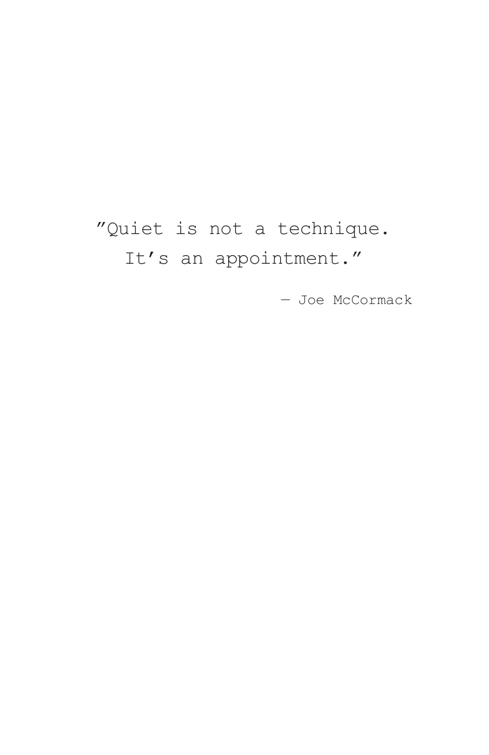"Quiet is not a technique.
It's an appointment."

— Joe McCormack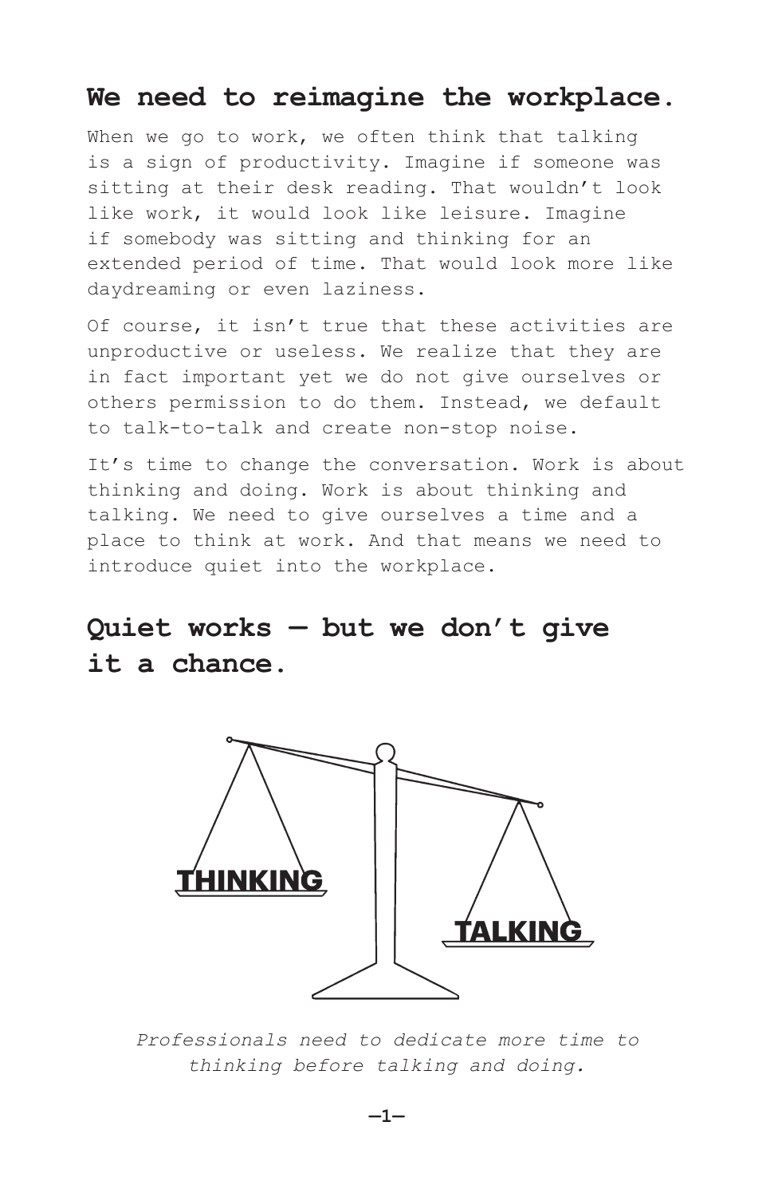## We need to reimagine the workplace.

When we go to work, we often think that talking is a sign of productivity. Imagine if someone was sitting at their desk reading. That wouldn't look like work, it would look like leisure. Imagine if somebody was sitting and thinking for an extended period of time. That would look more like daydreaming or even laziness.

Of course, it isn't true that these activities are unproductive or useless. We realize that they are in fact important yet we do not give ourselves or others permission to do them. Instead, we default to talk-to-talk and create non-stop noise.

It's time to change the conversation. Work is about thinking and doing. Work is about thinking and talking. We need to give ourselves a time and a place to think at work. And that means we need to introduce quiet into the workplace.

## Quiet works — but we don't give it a chance.

THINKING

TALKING

*Professionals need to dedicate more time to thinking before talking and doing.*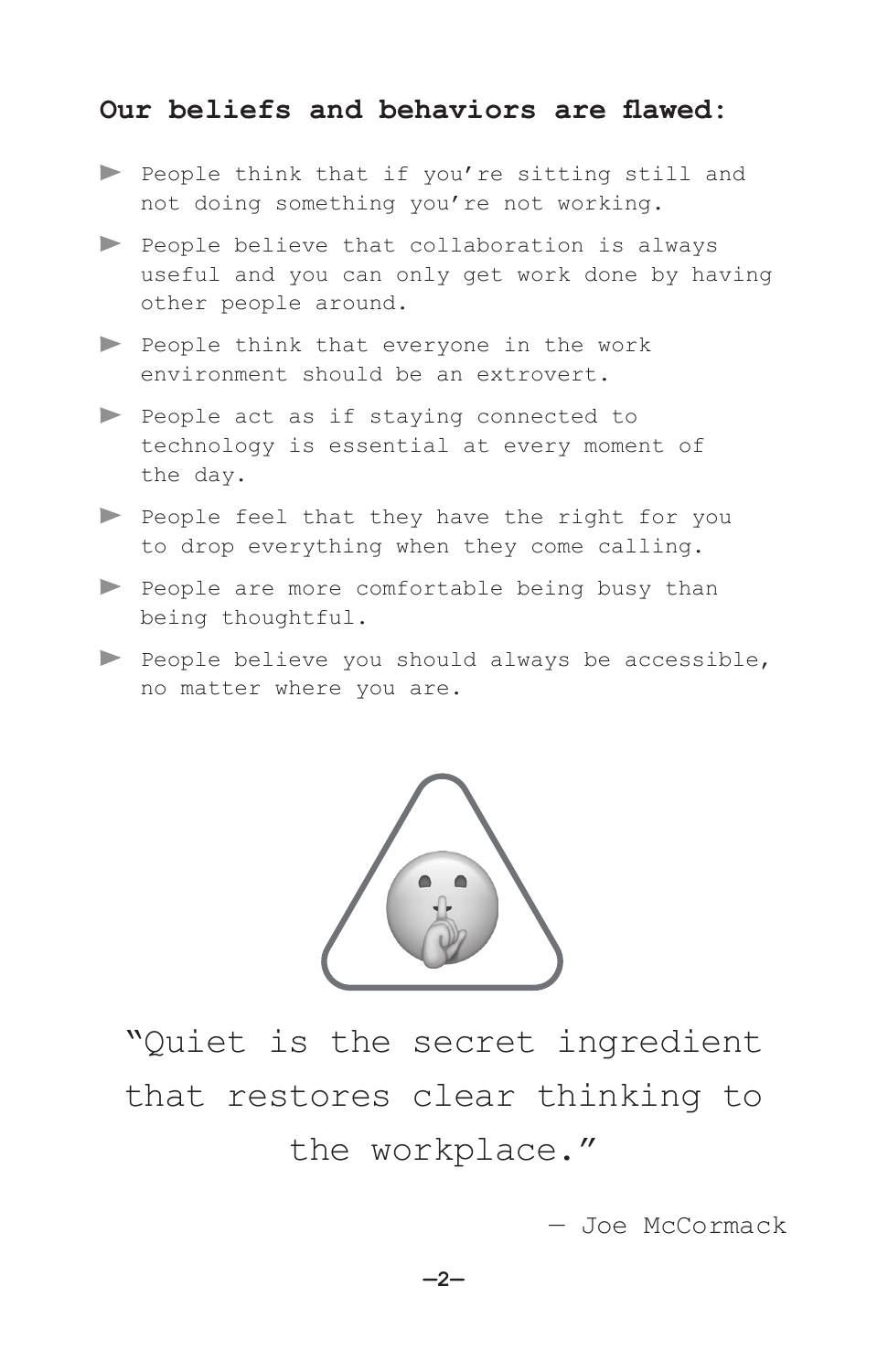**Our beliefs and behaviors are flawed:**

- People think that if you're sitting still and not doing something you're not working.
- People believe that collaboration is always useful and you can only get work done by having other people around.
- People think that everyone in the work environment should be an extrovert.
- People act as if staying connected to technology is essential at every moment of the day.
- People feel that they have the right for you to drop everything when they come calling.
- People are more comfortable being busy than being thoughtful.
- People believe you should always be accessible, no matter where you are.

"Quiet is the secret ingredient that restores clear thinking to the workplace."

— Joe McCormack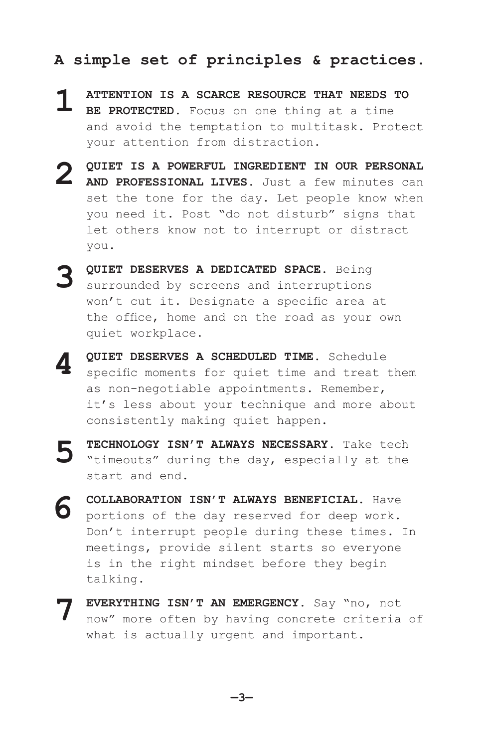## A simple set of principles & practices.

1. **ATTENTION IS A SCARCE RESOURCE THAT NEEDS TO BE PROTECTED.** Focus on one thing at a time and avoid the temptation to multitask. Protect your attention from distraction.

2. **QUIET IS A POWERFUL INGREDIENT IN OUR PERSONAL AND PROFESSIONAL LIVES.** Just a few minutes can set the tone for the day. Let people know when you need it. Post "do not disturb" signs that let others know not to interrupt or distract you.

3. **QUIET DESERVES A DEDICATED SPACE.** Being surrounded by screens and interruptions won't cut it. Designate a specific area at the office, home and on the road as your own quiet workplace.

4. **QUIET DESERVES A SCHEDULED TIME.** Schedule specific moments for quiet time and treat them as non-negotiable appointments. Remember, it's less about your technique and more about consistently making quiet happen.

5. **TECHNOLOGY ISN'T ALWAYS NECESSARY.** Take tech "timeouts" during the day, especially at the start and end.

6. **COLLABORATION ISN'T ALWAYS BENEFICIAL.** Have portions of the day reserved for deep work. Don't interrupt people during these times. In meetings, provide silent starts so everyone is in the right mindset before they begin talking.

7. **EVERYTHING ISN'T AN EMERGENCY.** Say "no, not now" more often by having concrete criteria of what is actually urgent and important.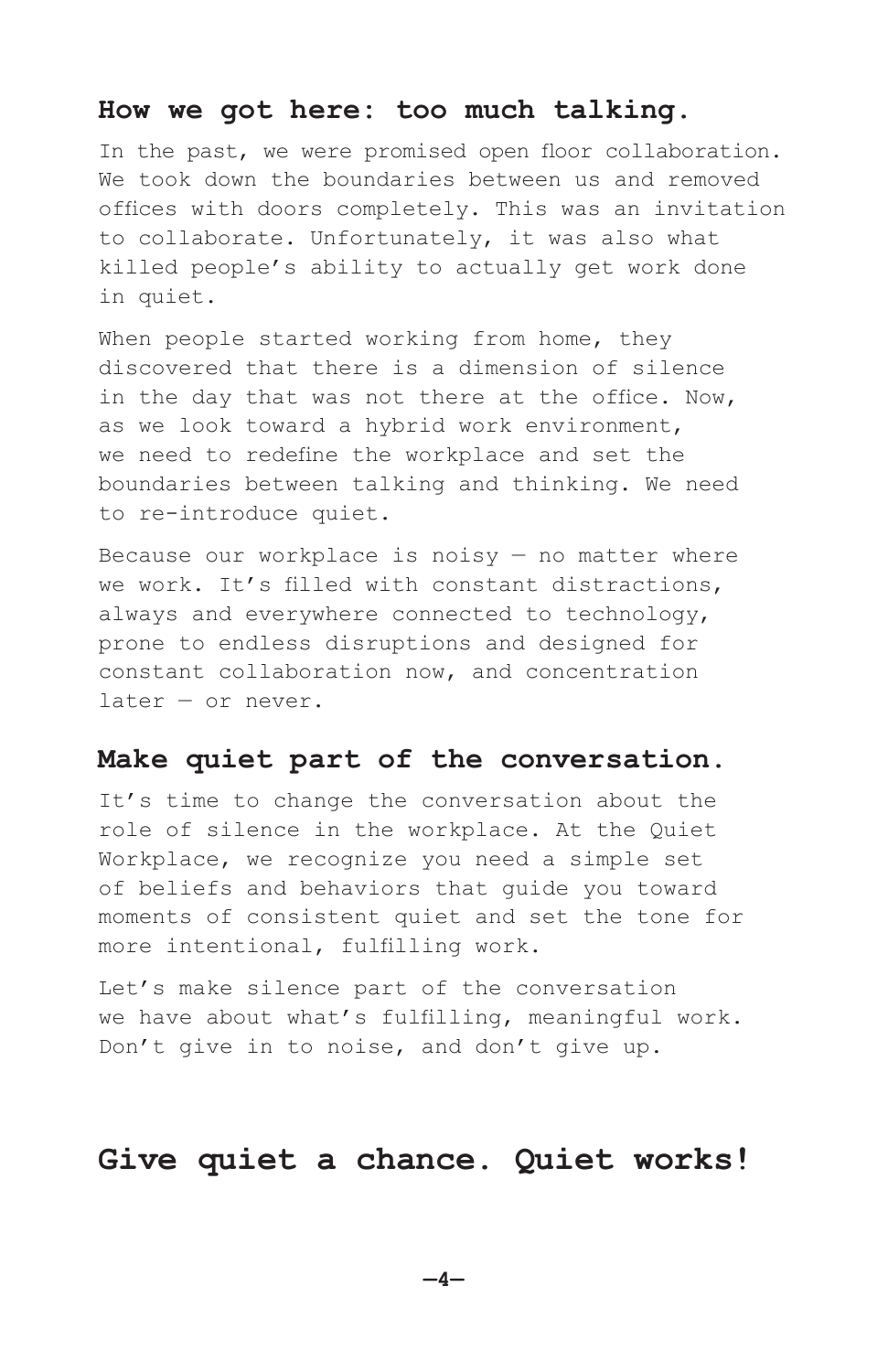## How we got here: too much talking.

In the past, we were promised open floor collaboration. We took down the boundaries between us and removed offices with doors completely. This was an invitation to collaborate. Unfortunately, it was also what killed people's ability to actually get work done in quiet.

When people started working from home, they discovered that there is a dimension of silence in the day that was not there at the office. Now, as we look toward a hybrid work environment, we need to redefine the workplace and set the boundaries between talking and thinking. We need to re-introduce quiet.

Because our workplace is noisy — no matter where we work. It's filled with constant distractions, always and everywhere connected to technology, prone to endless disruptions and designed for constant collaboration now, and concentration later — or never.

## Make quiet part of the conversation.

It's time to change the conversation about the role of silence in the workplace. At the Quiet Workplace, we recognize you need a simple set of beliefs and behaviors that guide you toward moments of consistent quiet and set the tone for more intentional, fulfilling work.

Let's make silence part of the conversation we have about what's fulfilling, meaningful work. Don't give in to noise, and don't give up.

# Give quiet a chance. Quiet works!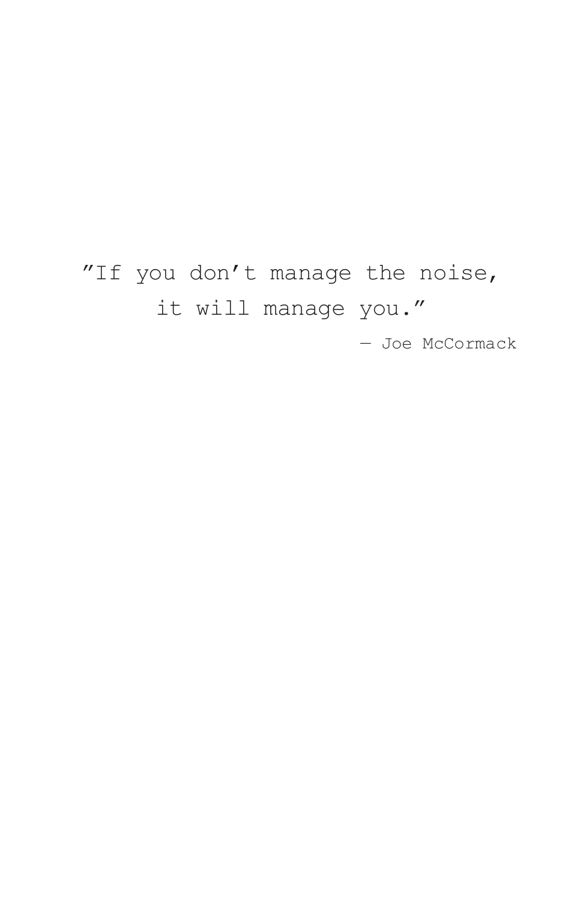"If you don't manage the noise,
it will manage you."

— Joe McCormack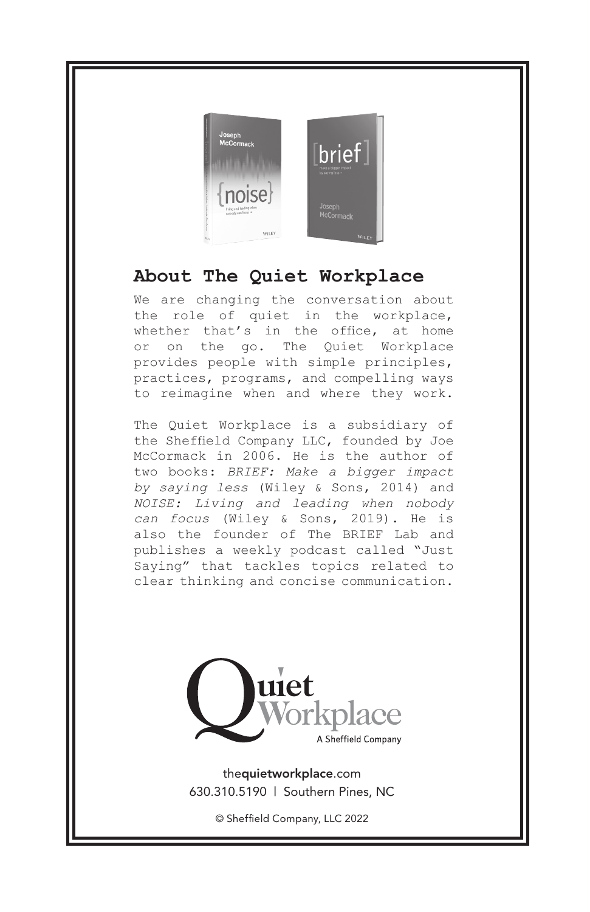## About The Quiet Workplace

We are changing the conversation about the role of quiet in the workplace, whether that's in the office, at home or on the go. The Quiet Workplace provides people with simple principles, practices, programs, and compelling ways to reimagine when and where they work.

The Quiet Workplace is a subsidiary of the Sheffield Company LLC, founded by Joe McCormack in 2006. He is the author of two books: *BRIEF: Make a bigger impact by saying less* (Wiley & Sons, 2014) and *NOISE: Living and leading when nobody can focus* (Wiley & Sons, 2019). He is also the founder of The BRIEF Lab and publishes a weekly podcast called "Just Saying" that tackles topics related to clear thinking and concise communication.

Quiet Workplace

A Sheffield Company

thequietworkplace.com

630.310.5190 | Southern Pines, NC

© Sheffield Company, LLC 2022